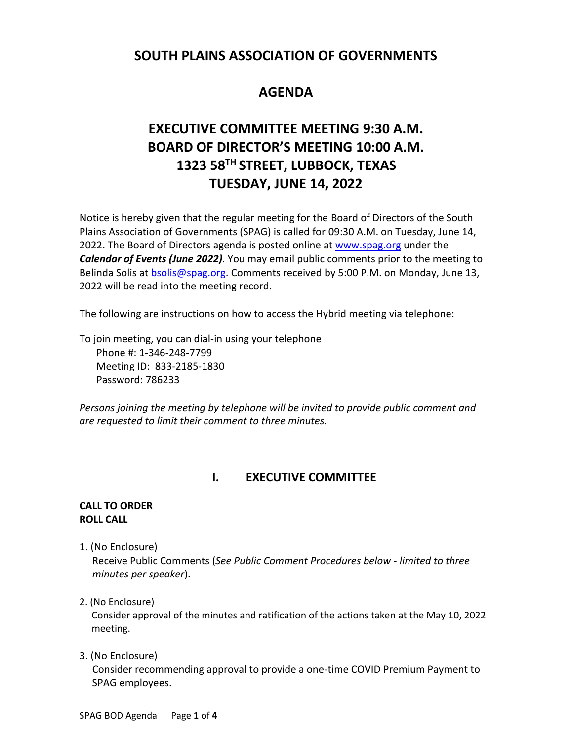# SOUTH PLAINS ASSOCIATION OF GOVERNMENTS

## AGENDA

## EXECUTIVE COMMITTEE MEETING 9:30 A.M.
## BOARD OF DIRECTOR'S MEETING 10:00 A.M.
## 1323 58TH STREET, LUBBOCK, TEXAS
## TUESDAY, JUNE 14, 2022

Notice is hereby given that the regular meeting for the Board of Directors of the South Plains Association of Governments (SPAG) is called for 09:30 A.M. on Tuesday, June 14, 2022. The Board of Directors agenda is posted online at www.spag.org under the ***Calendar of Events (June 2022)***. You may email public comments prior to the meeting to Belinda Solis at bsolis@spag.org. Comments received by 5:00 P.M. on Monday, June 13, 2022 will be read into the meeting record.

The following are instructions on how to access the Hybrid meeting via telephone:

To join meeting, you can dial-in using your telephone

Phone #: 1-346-248-7799
Meeting ID: 833-2185-1830
Password: 786233

*Persons joining the meeting by telephone will be invited to provide public comment and are requested to limit their comment to three minutes.*

## I. EXECUTIVE COMMITTEE

**CALL TO ORDER**
**ROLL CALL**

1. (No Enclosure)
   Receive Public Comments (*See Public Comment Procedures below - limited to three minutes per speaker*).

2. (No Enclosure)
   Consider approval of the minutes and ratification of the actions taken at the May 10, 2022 meeting.

3. (No Enclosure)
   Consider recommending approval to provide a one-time COVID Premium Payment to SPAG employees.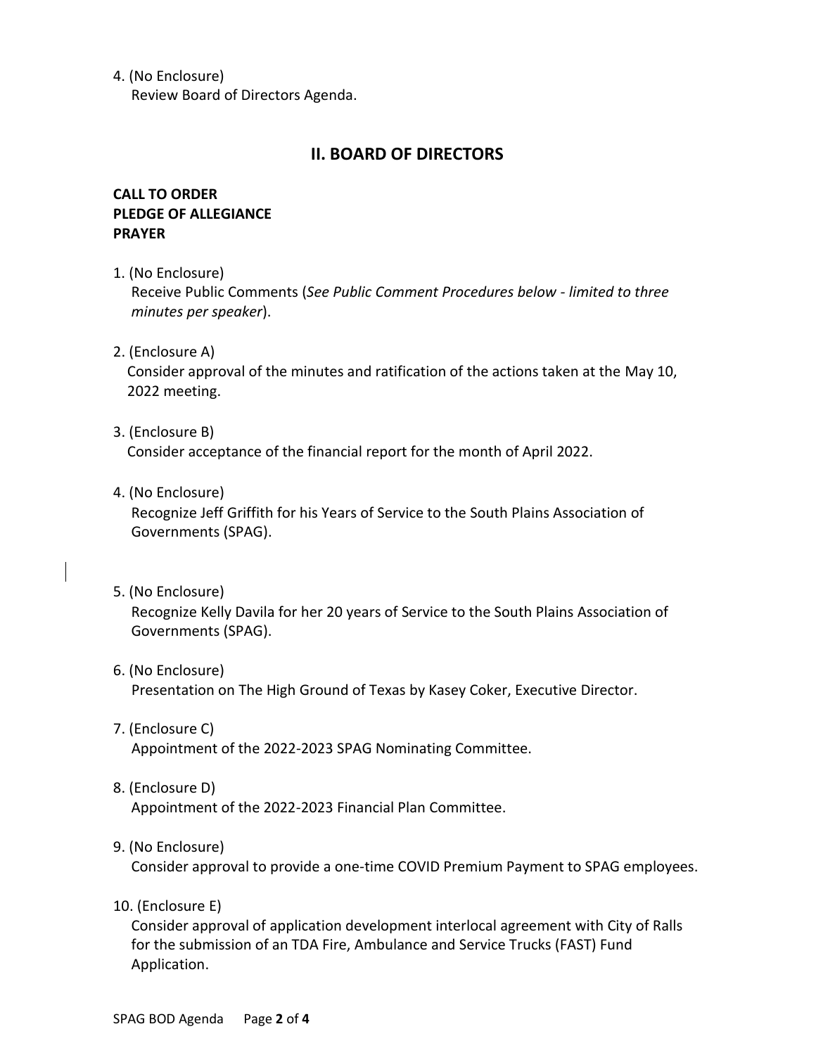4. (No Enclosure)
   Review Board of Directors Agenda.

## II. BOARD OF DIRECTORS

**CALL TO ORDER**
**PLEDGE OF ALLEGIANCE**
**PRAYER**

1. (No Enclosure)
   Receive Public Comments (*See Public Comment Procedures below - limited to three minutes per speaker*).

2. (Enclosure A)
   Consider approval of the minutes and ratification of the actions taken at the May 10, 2022 meeting.

3. (Enclosure B)
   Consider acceptance of the financial report for the month of April 2022.

4. (No Enclosure)
   Recognize Jeff Griffith for his Years of Service to the South Plains Association of Governments (SPAG).

5. (No Enclosure)
   Recognize Kelly Davila for her 20 years of Service to the South Plains Association of Governments (SPAG).

6. (No Enclosure)
   Presentation on The High Ground of Texas by Kasey Coker, Executive Director.

7. (Enclosure C)
   Appointment of the 2022-2023 SPAG Nominating Committee.

8. (Enclosure D)
   Appointment of the 2022-2023 Financial Plan Committee.

9. (No Enclosure)
   Consider approval to provide a one-time COVID Premium Payment to SPAG employees.

10. (Enclosure E)
    Consider approval of application development interlocal agreement with City of Ralls for the submission of an TDA Fire, Ambulance and Service Trucks (FAST) Fund Application.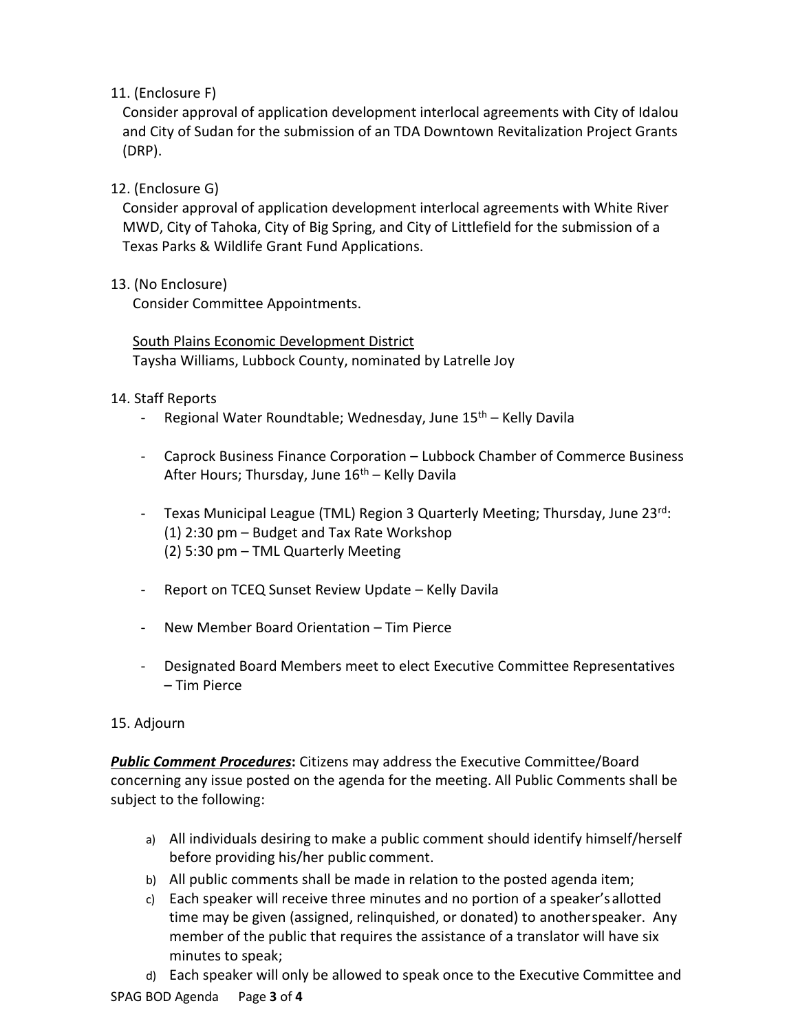11. (Enclosure F)
    Consider approval of application development interlocal agreements with City of Idalou and City of Sudan for the submission of an TDA Downtown Revitalization Project Grants (DRP).

12. (Enclosure G)
    Consider approval of application development interlocal agreements with White River MWD, City of Tahoka, City of Big Spring, and City of Littlefield for the submission of a Texas Parks & Wildlife Grant Fund Applications.

13. (No Enclosure)
    Consider Committee Appointments.

    <u>South Plains Economic Development District</u>
    Taysha Williams, Lubbock County, nominated by Latrelle Joy

14. Staff Reports
    - Regional Water Roundtable; Wednesday, June 15th – Kelly Davila
    - Caprock Business Finance Corporation – Lubbock Chamber of Commerce Business After Hours; Thursday, June 16th – Kelly Davila
    - Texas Municipal League (TML) Region 3 Quarterly Meeting; Thursday, June 23rd:
      (1) 2:30 pm – Budget and Tax Rate Workshop
      (2) 5:30 pm – TML Quarterly Meeting
    - Report on TCEQ Sunset Review Update – Kelly Davila
    - New Member Board Orientation – Tim Pierce
    - Designated Board Members meet to elect Executive Committee Representatives – Tim Pierce

15. Adjourn

***<u>Public Comment Procedures</u>*:** Citizens may address the Executive Committee/Board concerning any issue posted on the agenda for the meeting. All Public Comments shall be subject to the following:

a) All individuals desiring to make a public comment should identify himself/herself before providing his/her public comment.
b) All public comments shall be made in relation to the posted agenda item;
c) Each speaker will receive three minutes and no portion of a speaker's allotted time may be given (assigned, relinquished, or donated) to another speaker. Any member of the public that requires the assistance of a translator will have six minutes to speak;
d) Each speaker will only be allowed to speak once to the Executive Committee and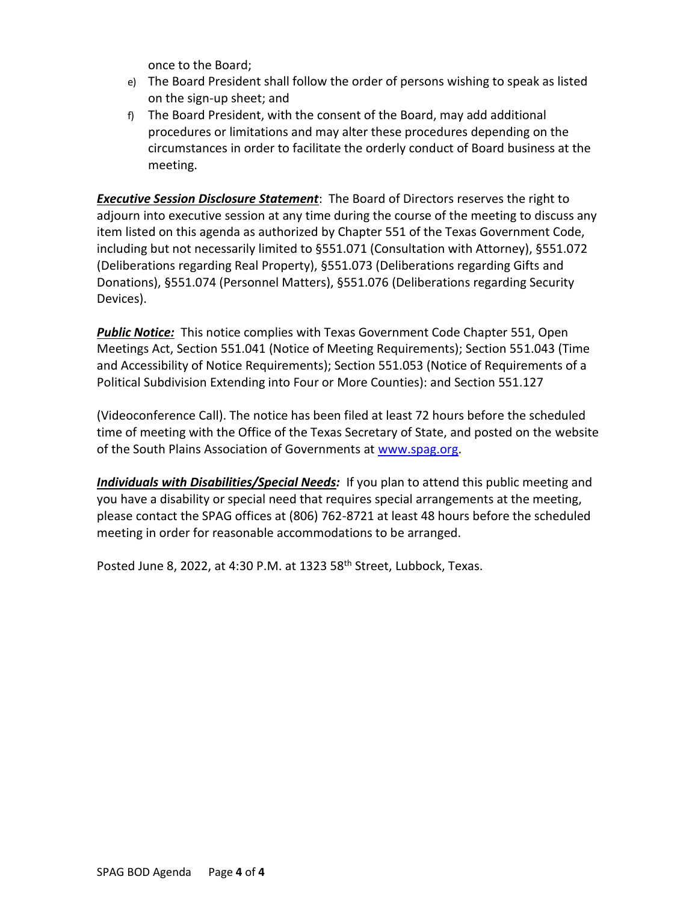once to the Board;

e) The Board President shall follow the order of persons wishing to speak as listed on the sign-up sheet; and
f) The Board President, with the consent of the Board, may add additional procedures or limitations and may alter these procedures depending on the circumstances in order to facilitate the orderly conduct of Board business at the meeting.

***Executive Session Disclosure Statement***: The Board of Directors reserves the right to adjourn into executive session at any time during the course of the meeting to discuss any item listed on this agenda as authorized by Chapter 551 of the Texas Government Code, including but not necessarily limited to §551.071 (Consultation with Attorney), §551.072 (Deliberations regarding Real Property), §551.073 (Deliberations regarding Gifts and Donations), §551.074 (Personnel Matters), §551.076 (Deliberations regarding Security Devices).

***Public Notice:*** This notice complies with Texas Government Code Chapter 551, Open Meetings Act, Section 551.041 (Notice of Meeting Requirements); Section 551.043 (Time and Accessibility of Notice Requirements); Section 551.053 (Notice of Requirements of a Political Subdivision Extending into Four or More Counties): and Section 551.127

(Videoconference Call). The notice has been filed at least 72 hours before the scheduled time of meeting with the Office of the Texas Secretary of State, and posted on the website of the South Plains Association of Governments at [www.spag.org](http://www.spag.org).

***Individuals with Disabilities/Special Needs:*** If you plan to attend this public meeting and you have a disability or special need that requires special arrangements at the meeting, please contact the SPAG offices at (806) 762-8721 at least 48 hours before the scheduled meeting in order for reasonable accommodations to be arranged.

Posted June 8, 2022, at 4:30 P.M. at 1323 58th Street, Lubbock, Texas.